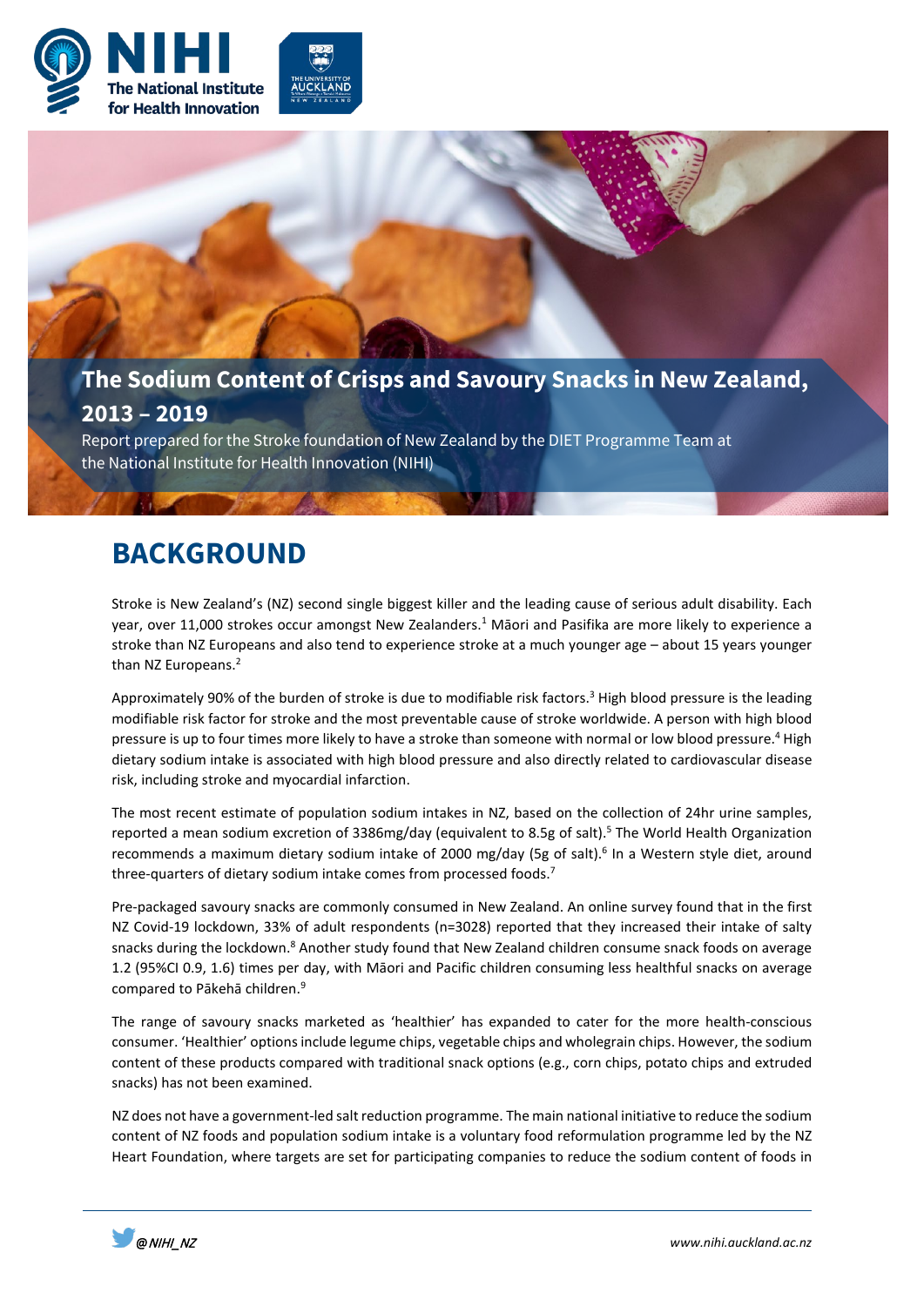# The Sodium Content of Crisps and Savoury Snacks in New Zealand, 2013 – 2019

Report prepared for the Stroke foundation of New Zealand by the DIET Programme Team at the National Institute for Health Innovation (NIHI)

## BACKGROUND

Stroke is New Zealand's (NZ) second single biggest killer and the leading cause of serious adult disability. Each year, over 11,000 strokes occur amongst New Zealanders.[1] Māori and Pasifika are more likely to experience a stroke than NZ Europeans and also tend to experience stroke at a much younger age – about 15 years younger than NZ Europeans.[2]

Approximately 90% of the burden of stroke is due to modifiable risk factors.[3] High blood pressure is the leading modifiable risk factor for stroke and the most preventable cause of stroke worldwide. A person with high blood pressure is up to four times more likely to have a stroke than someone with normal or low blood pressure.[4] High dietary sodium intake is associated with high blood pressure and also directly related to cardiovascular disease risk, including stroke and myocardial infarction.

The most recent estimate of population sodium intakes in NZ, based on the collection of 24hr urine samples, reported a mean sodium excretion of 3386mg/day (equivalent to 8.5g of salt).[5] The World Health Organization recommends a maximum dietary sodium intake of 2000 mg/day (5g of salt).[6] In a Western style diet, around three-quarters of dietary sodium intake comes from processed foods.[7]

Pre-packaged savoury snacks are commonly consumed in New Zealand. An online survey found that in the first NZ Covid-19 lockdown, 33% of adult respondents (n=3028) reported that they increased their intake of salty snacks during the lockdown.[8] Another study found that New Zealand children consume snack foods on average 1.2 (95%CI 0.9, 1.6) times per day, with Māori and Pacific children consuming less healthful snacks on average compared to Pākehā children.[9]

The range of savoury snacks marketed as 'healthier' has expanded to cater for the more health-conscious consumer. 'Healthier' options include legume chips, vegetable chips and wholegrain chips. However, the sodium content of these products compared with traditional snack options (e.g., corn chips, potato chips and extruded snacks) has not been examined.

NZ does not have a government-led salt reduction programme. The main national initiative to reduce the sodium content of NZ foods and population sodium intake is a voluntary food reformulation programme led by the NZ Heart Foundation, where targets are set for participating companies to reduce the sodium content of foods in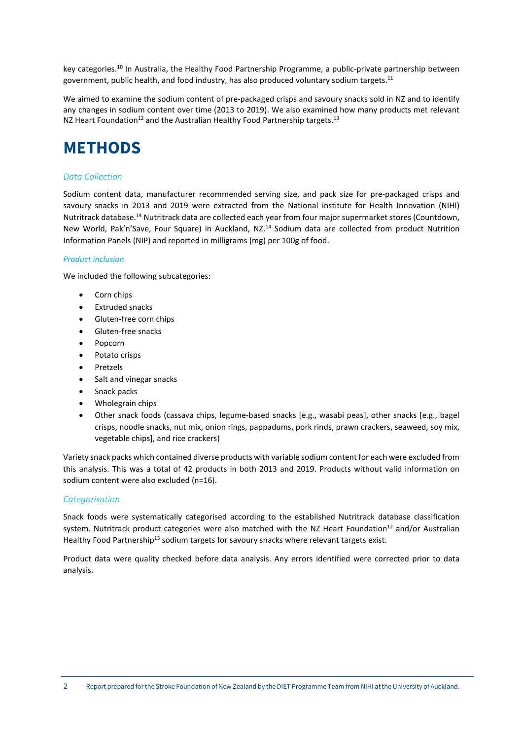key categories.[10] In Australia, the Healthy Food Partnership Programme, a public-private partnership between government, public health, and food industry, has also produced voluntary sodium targets.[11]

We aimed to examine the sodium content of pre-packaged crisps and savoury snacks sold in NZ and to identify any changes in sodium content over time (2013 to 2019). We also examined how many products met relevant NZ Heart Foundation[12] and the Australian Healthy Food Partnership targets.[13]

# METHODS

### *Data Collection*

Sodium content data, manufacturer recommended serving size, and pack size for pre-packaged crisps and savoury snacks in 2013 and 2019 were extracted from the National institute for Health Innovation (NIHI) Nutritrack database.[14] Nutritrack data are collected each year from four major supermarket stores (Countdown, New World, Pak'n'Save, Four Square) in Auckland, NZ.[14] Sodium data are collected from product Nutrition Information Panels (NIP) and reported in milligrams (mg) per 100g of food.

#### *Product inclusion*

We included the following subcategories:

- Corn chips
- Extruded snacks
- Gluten-free corn chips
- Gluten-free snacks
- Popcorn
- Potato crisps
- Pretzels
- Salt and vinegar snacks
- Snack packs
- Wholegrain chips
- Other snack foods (cassava chips, legume-based snacks [e.g., wasabi peas], other snacks [e.g., bagel crisps, noodle snacks, nut mix, onion rings, pappadums, pork rinds, prawn crackers, seaweed, soy mix, vegetable chips], and rice crackers)

Variety snack packs which contained diverse products with variable sodium content for each were excluded from this analysis. This was a total of 42 products in both 2013 and 2019. Products without valid information on sodium content were also excluded (n=16).

### *Categorisation*

Snack foods were systematically categorised according to the established Nutritrack database classification system. Nutritrack product categories were also matched with the NZ Heart Foundation[12] and/or Australian Healthy Food Partnership[13] sodium targets for savoury snacks where relevant targets exist.

Product data were quality checked before data analysis. Any errors identified were corrected prior to data analysis.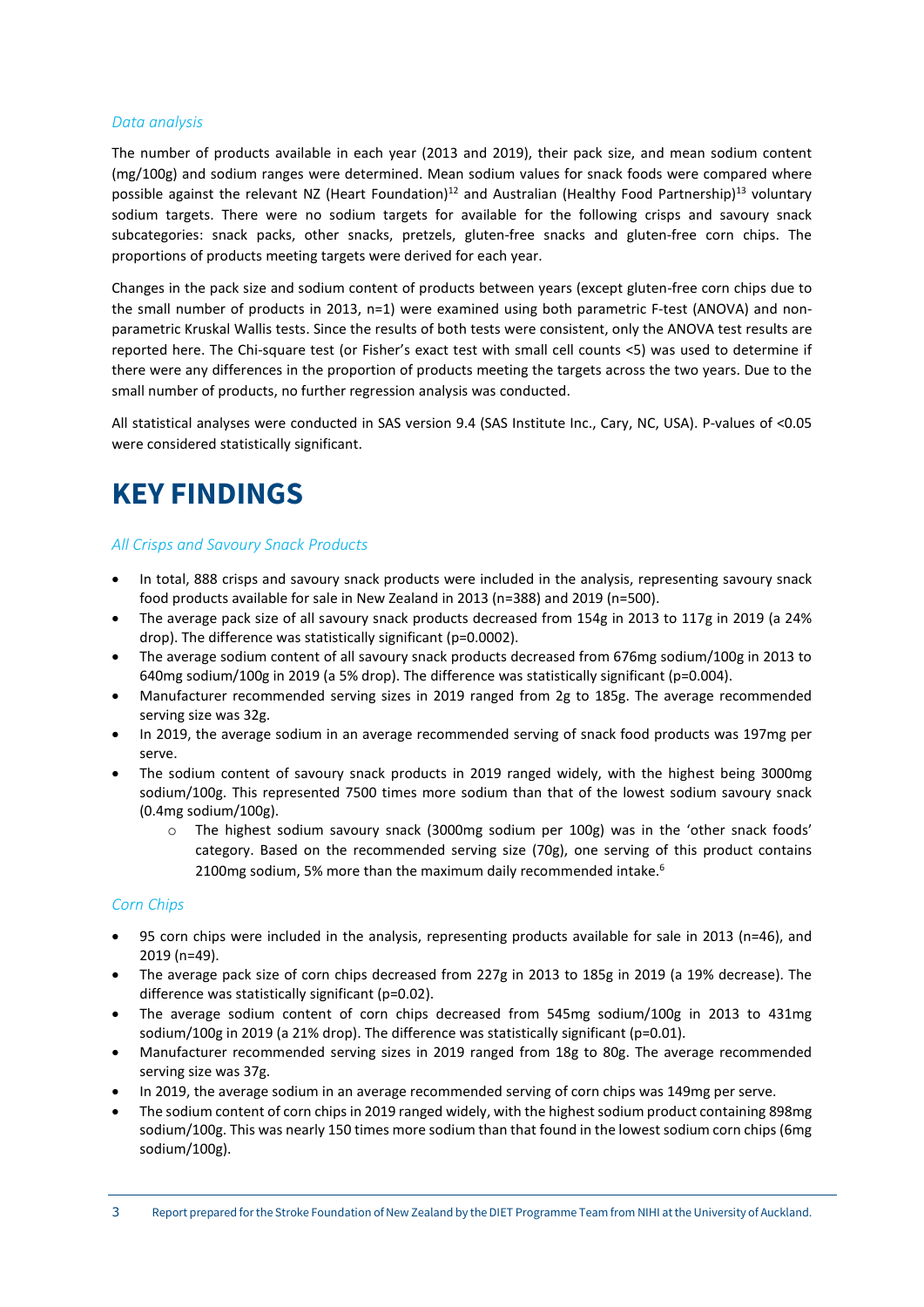### *Data analysis*

The number of products available in each year (2013 and 2019), their pack size, and mean sodium content (mg/100g) and sodium ranges were determined. Mean sodium values for snack foods were compared where possible against the relevant NZ (Heart Foundation)[12] and Australian (Healthy Food Partnership)[13] voluntary sodium targets. There were no sodium targets for available for the following crisps and savoury snack subcategories: snack packs, other snacks, pretzels, gluten-free snacks and gluten-free corn chips. The proportions of products meeting targets were derived for each year.

Changes in the pack size and sodium content of products between years (except gluten-free corn chips due to the small number of products in 2013, n=1) were examined using both parametric F-test (ANOVA) and non-parametric Kruskal Wallis tests. Since the results of both tests were consistent, only the ANOVA test results are reported here. The Chi-square test (or Fisher's exact test with small cell counts <5) was used to determine if there were any differences in the proportion of products meeting the targets across the two years. Due to the small number of products, no further regression analysis was conducted.

All statistical analyses were conducted in SAS version 9.4 (SAS Institute Inc., Cary, NC, USA). P-values of <0.05 were considered statistically significant.

# KEY FINDINGS

### *All Crisps and Savoury Snack Products*

- In total, 888 crisps and savoury snack products were included in the analysis, representing savoury snack food products available for sale in New Zealand in 2013 (n=388) and 2019 (n=500).
- The average pack size of all savoury snack products decreased from 154g in 2013 to 117g in 2019 (a 24% drop). The difference was statistically significant (p=0.0002).
- The average sodium content of all savoury snack products decreased from 676mg sodium/100g in 2013 to 640mg sodium/100g in 2019 (a 5% drop). The difference was statistically significant (p=0.004).
- Manufacturer recommended serving sizes in 2019 ranged from 2g to 185g. The average recommended serving size was 32g.
- In 2019, the average sodium in an average recommended serving of snack food products was 197mg per serve.
- The sodium content of savoury snack products in 2019 ranged widely, with the highest being 3000mg sodium/100g. This represented 7500 times more sodium than that of the lowest sodium savoury snack (0.4mg sodium/100g).
  - The highest sodium savoury snack (3000mg sodium per 100g) was in the 'other snack foods' category. Based on the recommended serving size (70g), one serving of this product contains 2100mg sodium, 5% more than the maximum daily recommended intake.[6]

### *Corn Chips*

- 95 corn chips were included in the analysis, representing products available for sale in 2013 (n=46), and 2019 (n=49).
- The average pack size of corn chips decreased from 227g in 2013 to 185g in 2019 (a 19% decrease). The difference was statistically significant (p=0.02).
- The average sodium content of corn chips decreased from 545mg sodium/100g in 2013 to 431mg sodium/100g in 2019 (a 21% drop). The difference was statistically significant (p=0.01).
- Manufacturer recommended serving sizes in 2019 ranged from 18g to 80g. The average recommended serving size was 37g.
- In 2019, the average sodium in an average recommended serving of corn chips was 149mg per serve.
- The sodium content of corn chips in 2019 ranged widely, with the highest sodium product containing 898mg sodium/100g. This was nearly 150 times more sodium than that found in the lowest sodium corn chips (6mg sodium/100g).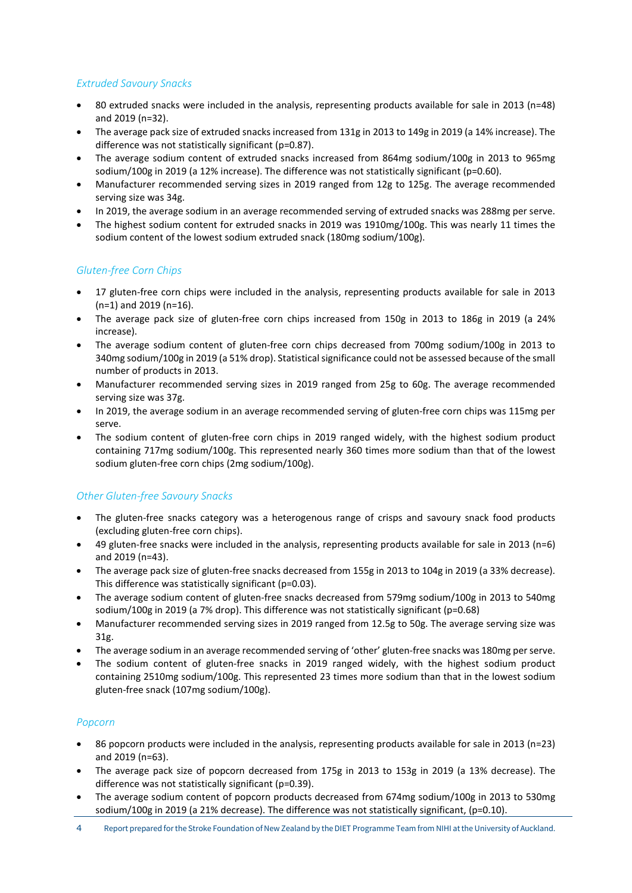### *Extruded Savoury Snacks*

- 80 extruded snacks were included in the analysis, representing products available for sale in 2013 (n=48) and 2019 (n=32).
- The average pack size of extruded snacks increased from 131g in 2013 to 149g in 2019 (a 14% increase). The difference was not statistically significant (p=0.87).
- The average sodium content of extruded snacks increased from 864mg sodium/100g in 2013 to 965mg sodium/100g in 2019 (a 12% increase). The difference was not statistically significant (p=0.60).
- Manufacturer recommended serving sizes in 2019 ranged from 12g to 125g. The average recommended serving size was 34g.
- In 2019, the average sodium in an average recommended serving of extruded snacks was 288mg per serve.
- The highest sodium content for extruded snacks in 2019 was 1910mg/100g. This was nearly 11 times the sodium content of the lowest sodium extruded snack (180mg sodium/100g).

### *Gluten-free Corn Chips*

- 17 gluten-free corn chips were included in the analysis, representing products available for sale in 2013 (n=1) and 2019 (n=16).
- The average pack size of gluten-free corn chips increased from 150g in 2013 to 186g in 2019 (a 24% increase).
- The average sodium content of gluten-free corn chips decreased from 700mg sodium/100g in 2013 to 340mg sodium/100g in 2019 (a 51% drop). Statistical significance could not be assessed because of the small number of products in 2013.
- Manufacturer recommended serving sizes in 2019 ranged from 25g to 60g. The average recommended serving size was 37g.
- In 2019, the average sodium in an average recommended serving of gluten-free corn chips was 115mg per serve.
- The sodium content of gluten-free corn chips in 2019 ranged widely, with the highest sodium product containing 717mg sodium/100g. This represented nearly 360 times more sodium than that of the lowest sodium gluten-free corn chips (2mg sodium/100g).

### *Other Gluten-free Savoury Snacks*

- The gluten-free snacks category was a heterogenous range of crisps and savoury snack food products (excluding gluten-free corn chips).
- 49 gluten-free snacks were included in the analysis, representing products available for sale in 2013 (n=6) and 2019 (n=43).
- The average pack size of gluten-free snacks decreased from 155g in 2013 to 104g in 2019 (a 33% decrease). This difference was statistically significant (p=0.03).
- The average sodium content of gluten-free snacks decreased from 579mg sodium/100g in 2013 to 540mg sodium/100g in 2019 (a 7% drop). This difference was not statistically significant (p=0.68)
- Manufacturer recommended serving sizes in 2019 ranged from 12.5g to 50g. The average serving size was 31g.
- The average sodium in an average recommended serving of 'other' gluten-free snacks was 180mg per serve.
- The sodium content of gluten-free snacks in 2019 ranged widely, with the highest sodium product containing 2510mg sodium/100g. This represented 23 times more sodium than that in the lowest sodium gluten-free snack (107mg sodium/100g).

### *Popcorn*

- 86 popcorn products were included in the analysis, representing products available for sale in 2013 (n=23) and 2019 (n=63).
- The average pack size of popcorn decreased from 175g in 2013 to 153g in 2019 (a 13% decrease). The difference was not statistically significant (p=0.39).
- The average sodium content of popcorn products decreased from 674mg sodium/100g in 2013 to 530mg sodium/100g in 2019 (a 21% decrease). The difference was not statistically significant, (p=0.10).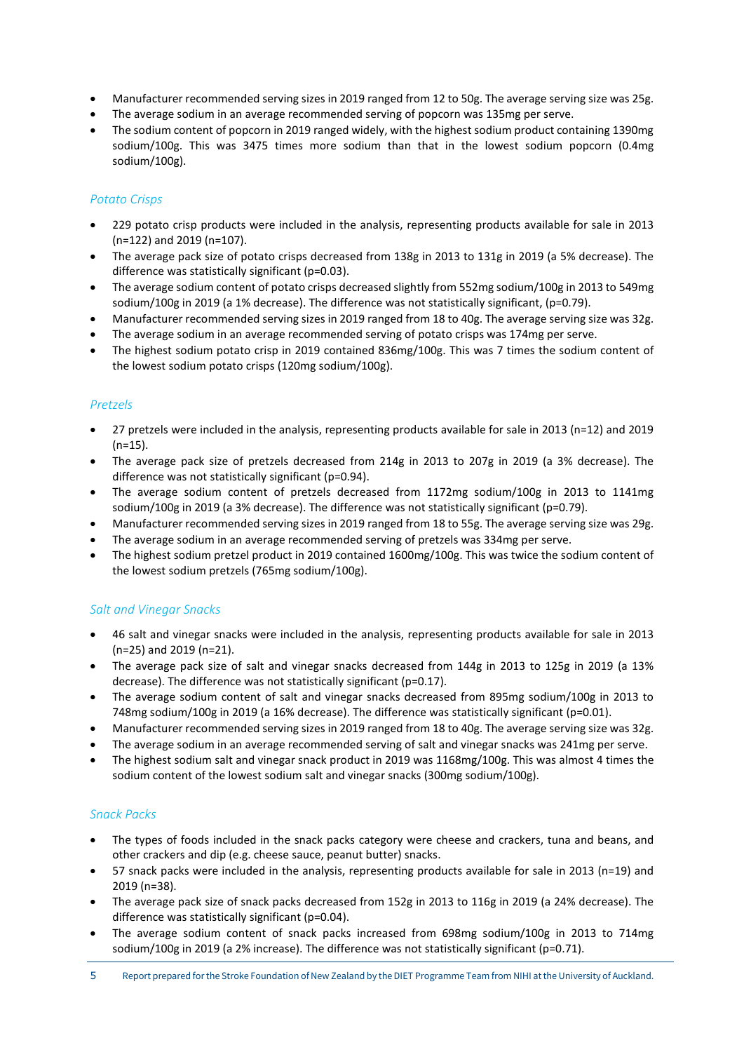- Manufacturer recommended serving sizes in 2019 ranged from 12 to 50g. The average serving size was 25g.
- The average sodium in an average recommended serving of popcorn was 135mg per serve.
- The sodium content of popcorn in 2019 ranged widely, with the highest sodium product containing 1390mg sodium/100g. This was 3475 times more sodium than that in the lowest sodium popcorn (0.4mg sodium/100g).

### *Potato Crisps*

- 229 potato crisp products were included in the analysis, representing products available for sale in 2013 (n=122) and 2019 (n=107).
- The average pack size of potato crisps decreased from 138g in 2013 to 131g in 2019 (a 5% decrease). The difference was statistically significant (p=0.03).
- The average sodium content of potato crisps decreased slightly from 552mg sodium/100g in 2013 to 549mg sodium/100g in 2019 (a 1% decrease). The difference was not statistically significant, (p=0.79).
- Manufacturer recommended serving sizes in 2019 ranged from 18 to 40g. The average serving size was 32g.
- The average sodium in an average recommended serving of potato crisps was 174mg per serve.
- The highest sodium potato crisp in 2019 contained 836mg/100g. This was 7 times the sodium content of the lowest sodium potato crisps (120mg sodium/100g).

### *Pretzels*

- 27 pretzels were included in the analysis, representing products available for sale in 2013 (n=12) and 2019 (n=15).
- The average pack size of pretzels decreased from 214g in 2013 to 207g in 2019 (a 3% decrease). The difference was not statistically significant (p=0.94).
- The average sodium content of pretzels decreased from 1172mg sodium/100g in 2013 to 1141mg sodium/100g in 2019 (a 3% decrease). The difference was not statistically significant (p=0.79).
- Manufacturer recommended serving sizes in 2019 ranged from 18 to 55g. The average serving size was 29g.
- The average sodium in an average recommended serving of pretzels was 334mg per serve.
- The highest sodium pretzel product in 2019 contained 1600mg/100g. This was twice the sodium content of the lowest sodium pretzels (765mg sodium/100g).

### *Salt and Vinegar Snacks*

- 46 salt and vinegar snacks were included in the analysis, representing products available for sale in 2013 (n=25) and 2019 (n=21).
- The average pack size of salt and vinegar snacks decreased from 144g in 2013 to 125g in 2019 (a 13% decrease). The difference was not statistically significant (p=0.17).
- The average sodium content of salt and vinegar snacks decreased from 895mg sodium/100g in 2013 to 748mg sodium/100g in 2019 (a 16% decrease). The difference was statistically significant (p=0.01).
- Manufacturer recommended serving sizes in 2019 ranged from 18 to 40g. The average serving size was 32g.
- The average sodium in an average recommended serving of salt and vinegar snacks was 241mg per serve.
- The highest sodium salt and vinegar snack product in 2019 was 1168mg/100g. This was almost 4 times the sodium content of the lowest sodium salt and vinegar snacks (300mg sodium/100g).

### *Snack Packs*

- The types of foods included in the snack packs category were cheese and crackers, tuna and beans, and other crackers and dip (e.g. cheese sauce, peanut butter) snacks.
- 57 snack packs were included in the analysis, representing products available for sale in 2013 (n=19) and 2019 (n=38).
- The average pack size of snack packs decreased from 152g in 2013 to 116g in 2019 (a 24% decrease). The difference was statistically significant (p=0.04).
- The average sodium content of snack packs increased from 698mg sodium/100g in 2013 to 714mg sodium/100g in 2019 (a 2% increase). The difference was not statistically significant (p=0.71).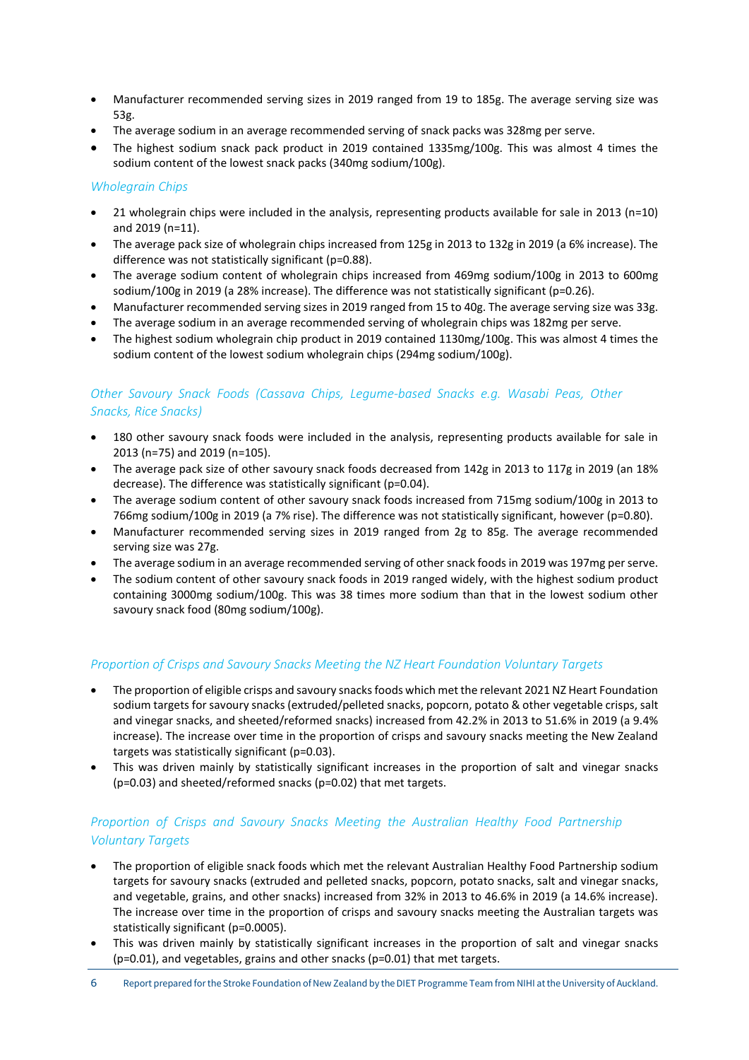- Manufacturer recommended serving sizes in 2019 ranged from 19 to 185g. The average serving size was 53g.
- The average sodium in an average recommended serving of snack packs was 328mg per serve.
- The highest sodium snack pack product in 2019 contained 1335mg/100g. This was almost 4 times the sodium content of the lowest snack packs (340mg sodium/100g).

### *Wholegrain Chips*

- 21 wholegrain chips were included in the analysis, representing products available for sale in 2013 (n=10) and 2019 (n=11).
- The average pack size of wholegrain chips increased from 125g in 2013 to 132g in 2019 (a 6% increase). The difference was not statistically significant (p=0.88).
- The average sodium content of wholegrain chips increased from 469mg sodium/100g in 2013 to 600mg sodium/100g in 2019 (a 28% increase). The difference was not statistically significant (p=0.26).
- Manufacturer recommended serving sizes in 2019 ranged from 15 to 40g. The average serving size was 33g.
- The average sodium in an average recommended serving of wholegrain chips was 182mg per serve.
- The highest sodium wholegrain chip product in 2019 contained 1130mg/100g. This was almost 4 times the sodium content of the lowest sodium wholegrain chips (294mg sodium/100g).

### *Other Savoury Snack Foods (Cassava Chips, Legume-based Snacks e.g. Wasabi Peas, Other Snacks, Rice Snacks)*

- 180 other savoury snack foods were included in the analysis, representing products available for sale in 2013 (n=75) and 2019 (n=105).
- The average pack size of other savoury snack foods decreased from 142g in 2013 to 117g in 2019 (an 18% decrease). The difference was statistically significant (p=0.04).
- The average sodium content of other savoury snack foods increased from 715mg sodium/100g in 2013 to 766mg sodium/100g in 2019 (a 7% rise). The difference was not statistically significant, however (p=0.80).
- Manufacturer recommended serving sizes in 2019 ranged from 2g to 85g. The average recommended serving size was 27g.
- The average sodium in an average recommended serving of other snack foods in 2019 was 197mg per serve.
- The sodium content of other savoury snack foods in 2019 ranged widely, with the highest sodium product containing 3000mg sodium/100g. This was 38 times more sodium than that in the lowest sodium other savoury snack food (80mg sodium/100g).

### *Proportion of Crisps and Savoury Snacks Meeting the NZ Heart Foundation Voluntary Targets*

- The proportion of eligible crisps and savoury snacks foods which met the relevant 2021 NZ Heart Foundation sodium targets for savoury snacks (extruded/pelleted snacks, popcorn, potato & other vegetable crisps, salt and vinegar snacks, and sheeted/reformed snacks) increased from 42.2% in 2013 to 51.6% in 2019 (a 9.4% increase). The increase over time in the proportion of crisps and savoury snacks meeting the New Zealand targets was statistically significant (p=0.03).
- This was driven mainly by statistically significant increases in the proportion of salt and vinegar snacks (p=0.03) and sheeted/reformed snacks (p=0.02) that met targets.

### *Proportion of Crisps and Savoury Snacks Meeting the Australian Healthy Food Partnership Voluntary Targets*

- The proportion of eligible snack foods which met the relevant Australian Healthy Food Partnership sodium targets for savoury snacks (extruded and pelleted snacks, popcorn, potato snacks, salt and vinegar snacks, and vegetable, grains, and other snacks) increased from 32% in 2013 to 46.6% in 2019 (a 14.6% increase). The increase over time in the proportion of crisps and savoury snacks meeting the Australian targets was statistically significant (p=0.0005).
- This was driven mainly by statistically significant increases in the proportion of salt and vinegar snacks (p=0.01), and vegetables, grains and other snacks (p=0.01) that met targets.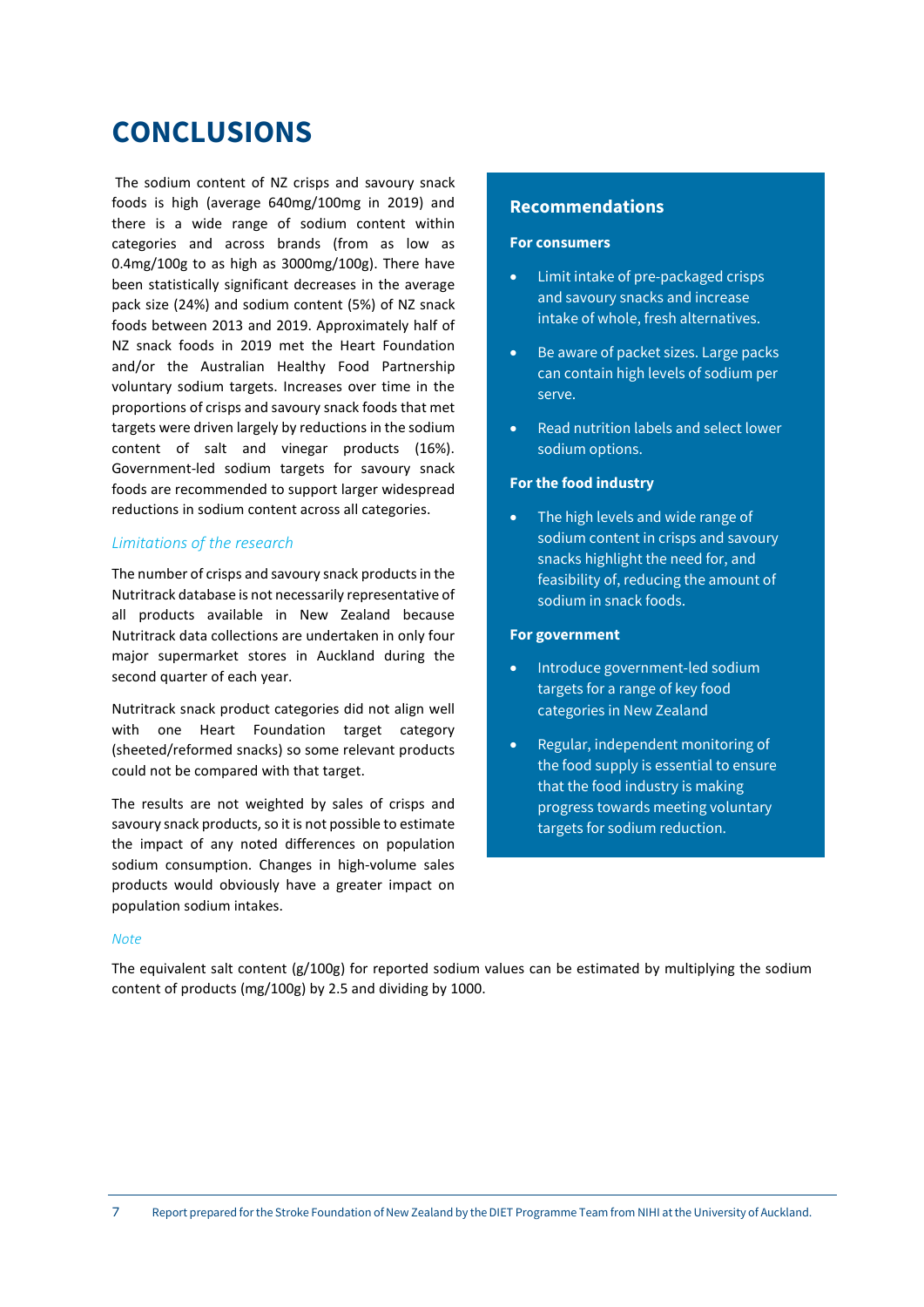# CONCLUSIONS

The sodium content of NZ crisps and savoury snack foods is high (average 640mg/100mg in 2019) and there is a wide range of sodium content within categories and across brands (from as low as 0.4mg/100g to as high as 3000mg/100g). There have been statistically significant decreases in the average pack size (24%) and sodium content (5%) of NZ snack foods between 2013 and 2019. Approximately half of NZ snack foods in 2019 met the Heart Foundation and/or the Australian Healthy Food Partnership voluntary sodium targets. Increases over time in the proportions of crisps and savoury snack foods that met targets were driven largely by reductions in the sodium content of salt and vinegar products (16%). Government-led sodium targets for savoury snack foods are recommended to support larger widespread reductions in sodium content across all categories.

### *Limitations of the research*

The number of crisps and savoury snack products in the Nutritrack database is not necessarily representative of all products available in New Zealand because Nutritrack data collections are undertaken in only four major supermarket stores in Auckland during the second quarter of each year.

Nutritrack snack product categories did not align well with one Heart Foundation target category (sheeted/reformed snacks) so some relevant products could not be compared with that target.

The results are not weighted by sales of crisps and savoury snack products, so it is not possible to estimate the impact of any noted differences on population sodium consumption. Changes in high-volume sales products would obviously have a greater impact on population sodium intakes.

## Recommendations

**For consumers**

- Limit intake of pre-packaged crisps and savoury snacks and increase intake of whole, fresh alternatives.
- Be aware of packet sizes. Large packs can contain high levels of sodium per serve.
- Read nutrition labels and select lower sodium options.

**For the food industry**

- The high levels and wide range of sodium content in crisps and savoury snacks highlight the need for, and feasibility of, reducing the amount of sodium in snack foods.

**For government**

- Introduce government-led sodium targets for a range of key food categories in New Zealand
- Regular, independent monitoring of the food supply is essential to ensure that the food industry is making progress towards meeting voluntary targets for sodium reduction.

### *Note*

The equivalent salt content (g/100g) for reported sodium values can be estimated by multiplying the sodium content of products (mg/100g) by 2.5 and dividing by 1000.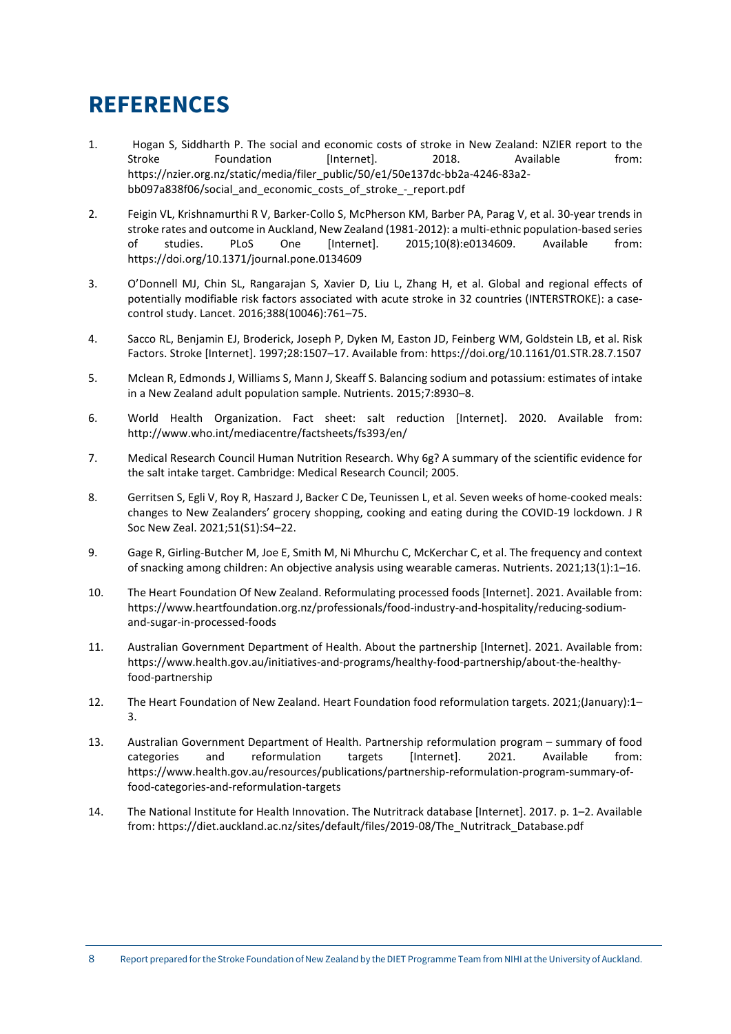# REFERENCES

1. Hogan S, Siddharth P. The social and economic costs of stroke in New Zealand: NZIER report to the Stroke Foundation [Internet]. 2018. Available from: https://nzier.org.nz/static/media/filer_public/50/e1/50e137dc-bb2a-4246-83a2-bb097a838f06/social_and_economic_costs_of_stroke_-_report.pdf
2. Feigin VL, Krishnamurthi R V, Barker-Collo S, McPherson KM, Barber PA, Parag V, et al. 30-year trends in stroke rates and outcome in Auckland, New Zealand (1981-2012): a multi-ethnic population-based series of studies. PLoS One [Internet]. 2015;10(8):e0134609. Available from: https://doi.org/10.1371/journal.pone.0134609
3. O'Donnell MJ, Chin SL, Rangarajan S, Xavier D, Liu L, Zhang H, et al. Global and regional effects of potentially modifiable risk factors associated with acute stroke in 32 countries (INTERSTROKE): a case-control study. Lancet. 2016;388(10046):761–75.
4. Sacco RL, Benjamin EJ, Broderick, Joseph P, Dyken M, Easton JD, Feinberg WM, Goldstein LB, et al. Risk Factors. Stroke [Internet]. 1997;28:1507–17. Available from: https://doi.org/10.1161/01.STR.28.7.1507
5. Mclean R, Edmonds J, Williams S, Mann J, Skeaff S. Balancing sodium and potassium: estimates of intake in a New Zealand adult population sample. Nutrients. 2015;7:8930–8.
6. World Health Organization. Fact sheet: salt reduction [Internet]. 2020. Available from: http://www.who.int/mediacentre/factsheets/fs393/en/
7. Medical Research Council Human Nutrition Research. Why 6g? A summary of the scientific evidence for the salt intake target. Cambridge: Medical Research Council; 2005.
8. Gerritsen S, Egli V, Roy R, Haszard J, Backer C De, Teunissen L, et al. Seven weeks of home-cooked meals: changes to New Zealanders' grocery shopping, cooking and eating during the COVID-19 lockdown. J R Soc New Zeal. 2021;51(S1):S4–22.
9. Gage R, Girling-Butcher M, Joe E, Smith M, Ni Mhurchu C, McKerchar C, et al. The frequency and context of snacking among children: An objective analysis using wearable cameras. Nutrients. 2021;13(1):1–16.
10. The Heart Foundation Of New Zealand. Reformulating processed foods [Internet]. 2021. Available from: https://www.heartfoundation.org.nz/professionals/food-industry-and-hospitality/reducing-sodium-and-sugar-in-processed-foods
11. Australian Government Department of Health. About the partnership [Internet]. 2021. Available from: https://www.health.gov.au/initiatives-and-programs/healthy-food-partnership/about-the-healthy-food-partnership
12. The Heart Foundation of New Zealand. Heart Foundation food reformulation targets. 2021;(January):1–3.
13. Australian Government Department of Health. Partnership reformulation program – summary of food categories and reformulation targets [Internet]. 2021. Available from: https://www.health.gov.au/resources/publications/partnership-reformulation-program-summary-of-food-categories-and-reformulation-targets
14. The National Institute for Health Innovation. The Nutritrack database [Internet]. 2017. p. 1–2. Available from: https://diet.auckland.ac.nz/sites/default/files/2019-08/The_Nutritrack_Database.pdf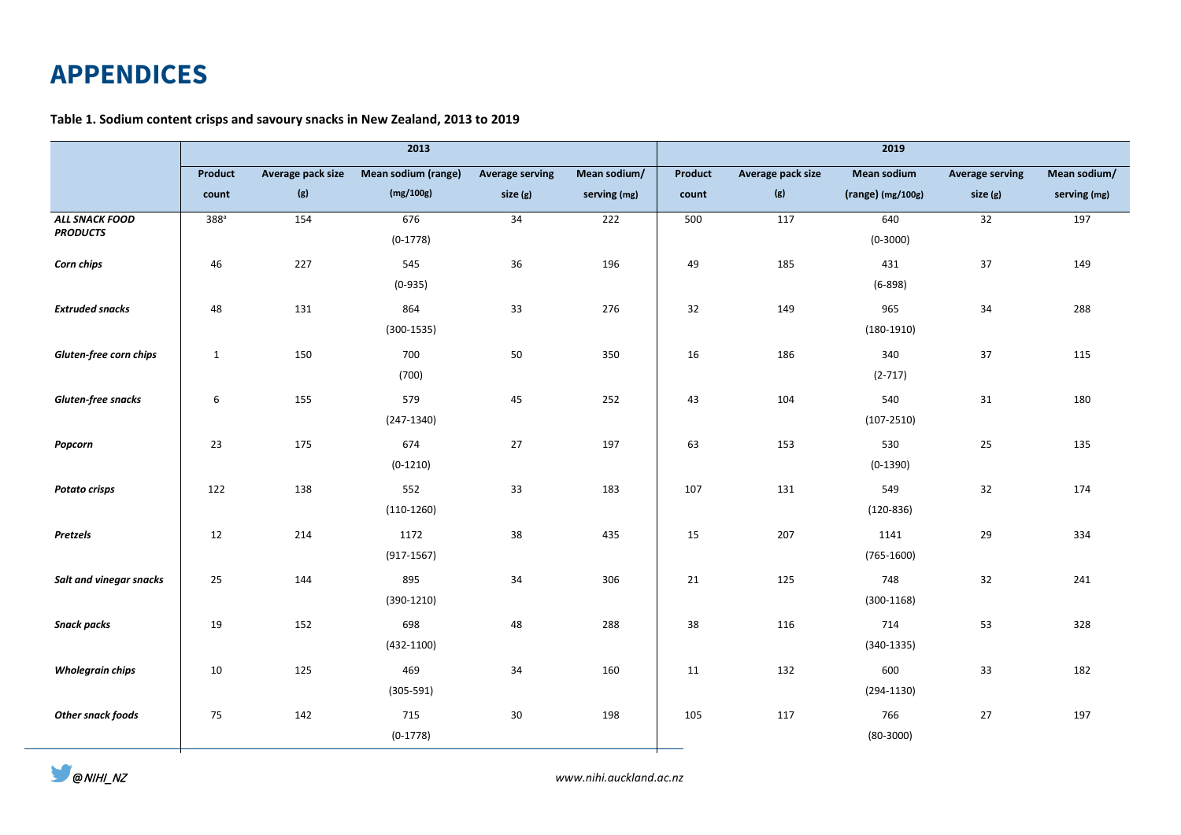# APPENDICES

**Table 1. Sodium content crisps and savoury snacks in New Zealand, 2013 to 2019**

| | 2013 | | | | | 2019 | | | | |
|---|---|---|---|---|---|---|---|---|---|---|
| | Product count | Average pack size (g) | Mean sodium (range) (mg/100g) | Average serving size (g) | Mean sodium/ serving (mg) | Product count | Average pack size (g) | Mean sodium (range) (mg/100g) | Average serving size (g) | Mean sodium/ serving (mg) |
| ***ALL SNACK FOOD PRODUCTS*** | 388[a] | 154 | 676 (0-1778) | 34 | 222 | 500 | 117 | 640 (0-3000) | 32 | 197 |
| ***Corn chips*** | 46 | 227 | 545 (0-935) | 36 | 196 | 49 | 185 | 431 (6-898) | 37 | 149 |
| ***Extruded snacks*** | 48 | 131 | 864 (300-1535) | 33 | 276 | 32 | 149 | 965 (180-1910) | 34 | 288 |
| ***Gluten-free corn chips*** | 1 | 150 | 700 (700) | 50 | 350 | 16 | 186 | 340 (2-717) | 37 | 115 |
| ***Gluten-free snacks*** | 6 | 155 | 579 (247-1340) | 45 | 252 | 43 | 104 | 540 (107-2510) | 31 | 180 |
| ***Popcorn*** | 23 | 175 | 674 (0-1210) | 27 | 197 | 63 | 153 | 530 (0-1390) | 25 | 135 |
| ***Potato crisps*** | 122 | 138 | 552 (110-1260) | 33 | 183 | 107 | 131 | 549 (120-836) | 32 | 174 |
| ***Pretzels*** | 12 | 214 | 1172 (917-1567) | 38 | 435 | 15 | 207 | 1141 (765-1600) | 29 | 334 |
| ***Salt and vinegar snacks*** | 25 | 144 | 895 (390-1210) | 34 | 306 | 21 | 125 | 748 (300-1168) | 32 | 241 |
| ***Snack packs*** | 19 | 152 | 698 (432-1100) | 48 | 288 | 38 | 116 | 714 (340-1335) | 53 | 328 |
| ***Wholegrain chips*** | 10 | 125 | 469 (305-591) | 34 | 160 | 11 | 132 | 600 (294-1130) | 33 | 182 |
| ***Other snack foods*** | 75 | 142 | 715 (0-1778) | 30 | 198 | 105 | 117 | 766 (80-3000) | 27 | 197 |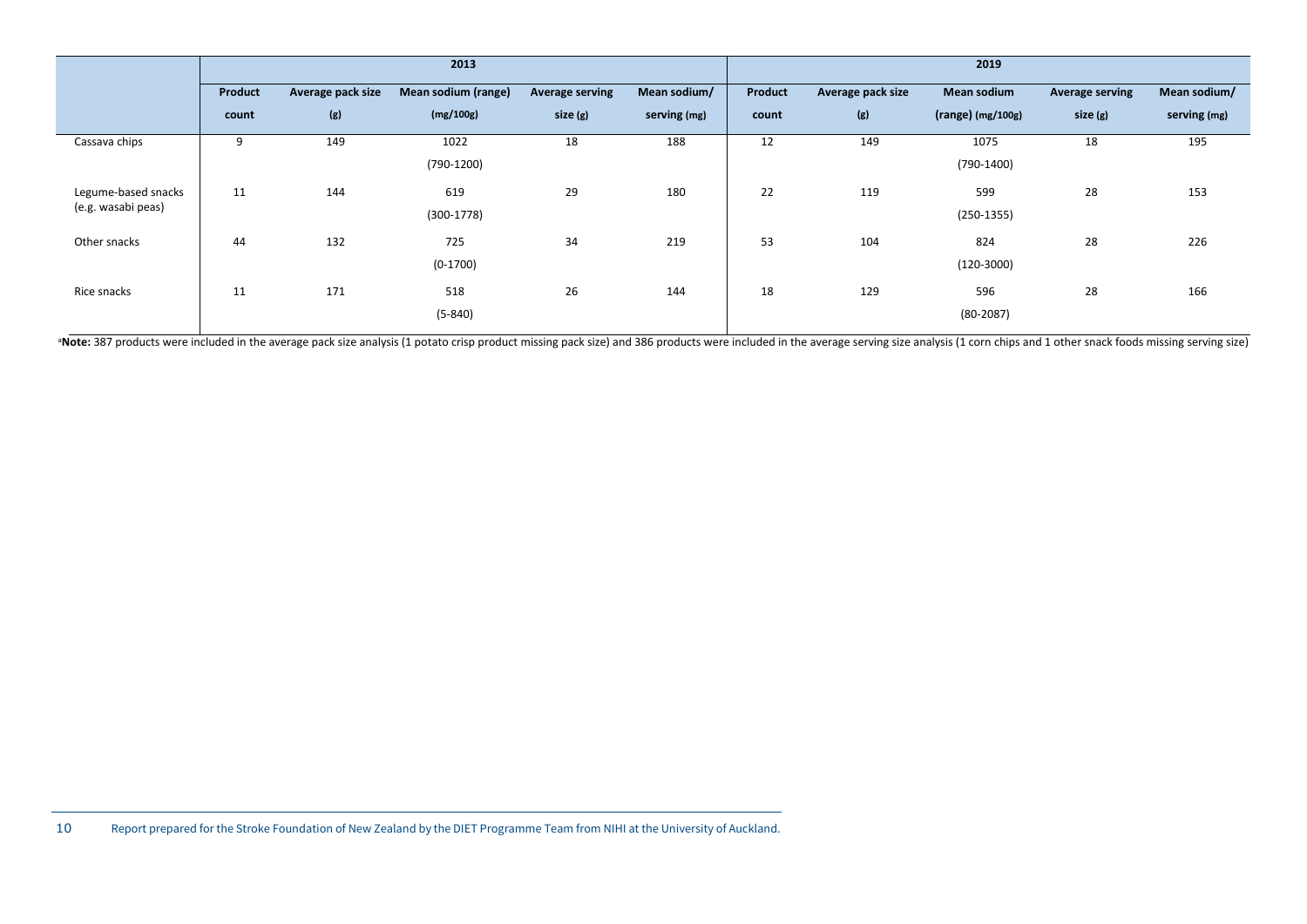| | 2013 | | | | | 2019 | | | | |
|---|---|---|---|---|---|---|---|---|---|---|
| | Product count | Average pack size (g) | Mean sodium (range) (mg/100g) | Average serving size (g) | Mean sodium/ serving (mg) | Product count | Average pack size (g) | Mean sodium (range) (mg/100g) | Average serving size (g) | Mean sodium/ serving (mg) |
| Cassava chips | 9 | 149 | 1022 (790-1200) | 18 | 188 | 12 | 149 | 1075 (790-1400) | 18 | 195 |
| Legume-based snacks (e.g. wasabi peas) | 11 | 144 | 619 (300-1778) | 29 | 180 | 22 | 119 | 599 (250-1355) | 28 | 153 |
| Other snacks | 44 | 132 | 725 (0-1700) | 34 | 219 | 53 | 104 | 824 (120-3000) | 28 | 226 |
| Rice snacks | 11 | 171 | 518 (5-840) | 26 | 144 | 18 | 129 | 596 (80-2087) | 28 | 166 |

[a]**Note:** 387 products were included in the average pack size analysis (1 potato crisp product missing pack size) and 386 products were included in the average serving size analysis (1 corn chips and 1 other snack foods missing serving size)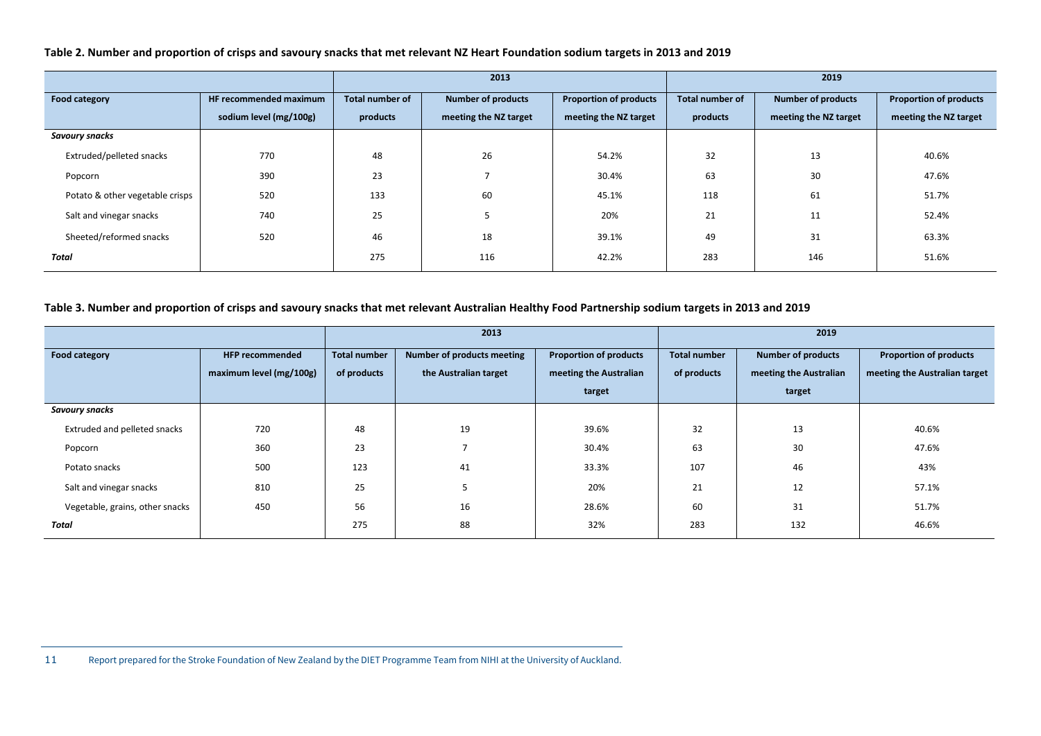**Table 2. Number and proportion of crisps and savoury snacks that met relevant NZ Heart Foundation sodium targets in 2013 and 2019**

| | | 2013 | | | 2019 | | |
|---|---|---|---|---|---|---|---|
| **Food category** | **HF recommended maximum sodium level (mg/100g)** | **Total number of products** | **Number of products meeting the NZ target** | **Proportion of products meeting the NZ target** | **Total number of products** | **Number of products meeting the NZ target** | **Proportion of products meeting the NZ target** |
| ***Savoury snacks*** | | | | | | | |
| Extruded/pelleted snacks | 770 | 48 | 26 | 54.2% | 32 | 13 | 40.6% |
| Popcorn | 390 | 23 | 7 | 30.4% | 63 | 30 | 47.6% |
| Potato & other vegetable crisps | 520 | 133 | 60 | 45.1% | 118 | 61 | 51.7% |
| Salt and vinegar snacks | 740 | 25 | 5 | 20% | 21 | 11 | 52.4% |
| Sheeted/reformed snacks | 520 | 46 | 18 | 39.1% | 49 | 31 | 63.3% |
| ***Total*** | | 275 | 116 | 42.2% | 283 | 146 | 51.6% |

**Table 3. Number and proportion of crisps and savoury snacks that met relevant Australian Healthy Food Partnership sodium targets in 2013 and 2019**

| | | 2013 | | | 2019 | | |
|---|---|---|---|---|---|---|---|
| **Food category** | **HFP recommended maximum level (mg/100g)** | **Total number of products** | **Number of products meeting the Australian target** | **Proportion of products meeting the Australian target** | **Total number of products** | **Number of products meeting the Australian target** | **Proportion of products meeting the Australian target** |
| ***Savoury snacks*** | | | | | | | |
| Extruded and pelleted snacks | 720 | 48 | 19 | 39.6% | 32 | 13 | 40.6% |
| Popcorn | 360 | 23 | 7 | 30.4% | 63 | 30 | 47.6% |
| Potato snacks | 500 | 123 | 41 | 33.3% | 107 | 46 | 43% |
| Salt and vinegar snacks | 810 | 25 | 5 | 20% | 21 | 12 | 57.1% |
| Vegetable, grains, other snacks | 450 | 56 | 16 | 28.6% | 60 | 31 | 51.7% |
| ***Total*** | | 275 | 88 | 32% | 283 | 132 | 46.6% |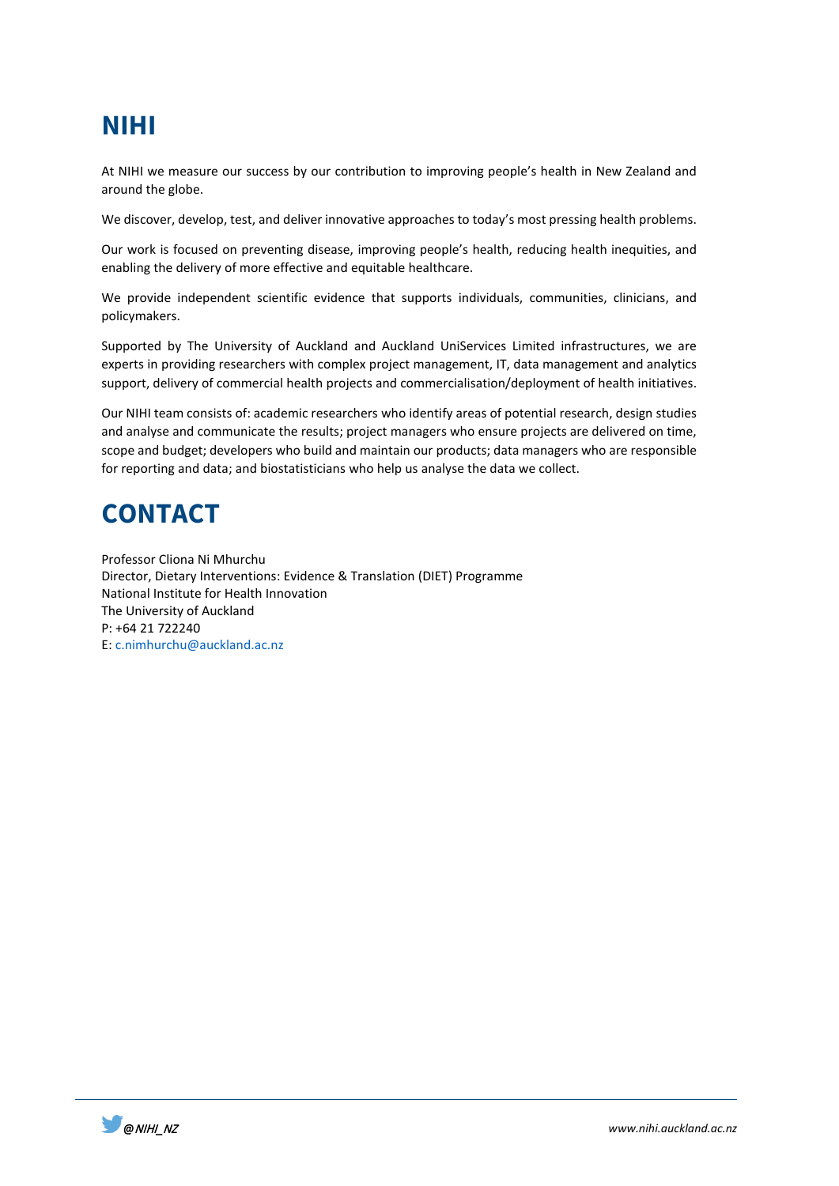# NIHI

At NIHI we measure our success by our contribution to improving people's health in New Zealand and around the globe.

We discover, develop, test, and deliver innovative approaches to today's most pressing health problems.

Our work is focused on preventing disease, improving people's health, reducing health inequities, and enabling the delivery of more effective and equitable healthcare.

We provide independent scientific evidence that supports individuals, communities, clinicians, and policymakers.

Supported by The University of Auckland and Auckland UniServices Limited infrastructures, we are experts in providing researchers with complex project management, IT, data management and analytics support, delivery of commercial health projects and commercialisation/deployment of health initiatives.

Our NIHI team consists of: academic researchers who identify areas of potential research, design studies and analyse and communicate the results; project managers who ensure projects are delivered on time, scope and budget; developers who build and maintain our products; data managers who are responsible for reporting and data; and biostatisticians who help us analyse the data we collect.

# CONTACT

Professor Cliona Ni Mhurchu
Director, Dietary Interventions: Evidence & Translation (DIET) Programme
National Institute for Health Innovation
The University of Auckland
P: +64 21 722240
E: c.nimhurchu@auckland.ac.nz